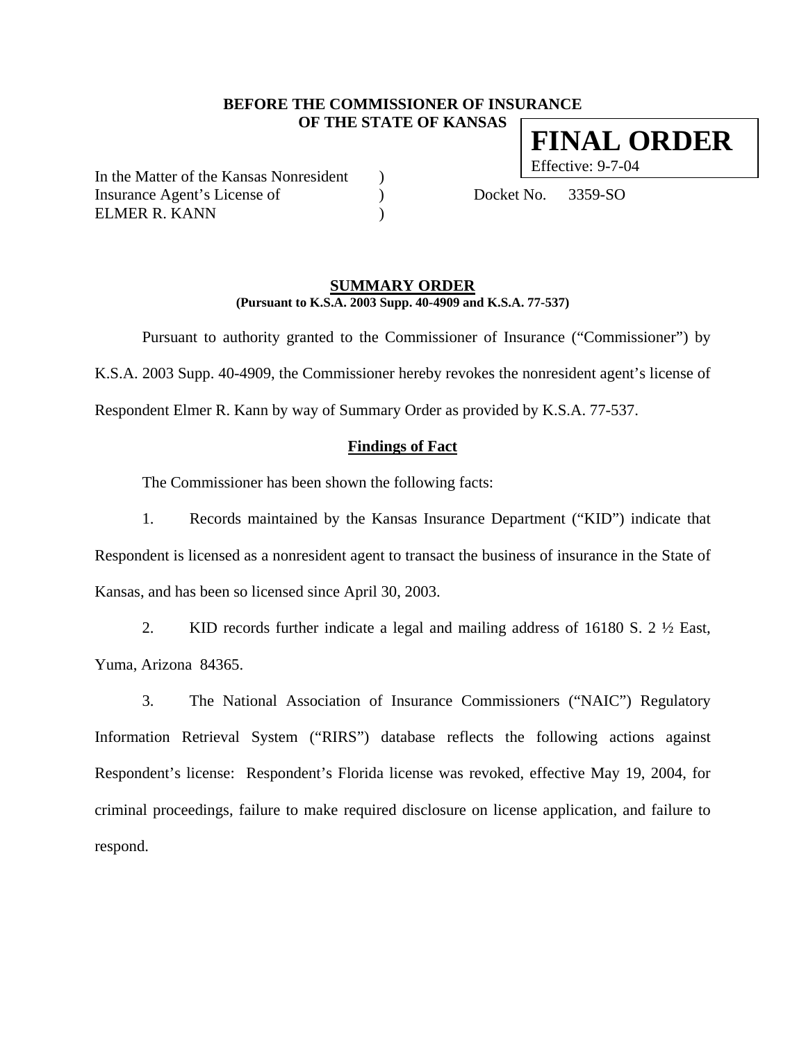**BEFORE THE COMMISSIONER OF INSURANCE**
**OF THE STATE OF KANSAS**

**FINAL ORDER**
Effective: 9-7-04

In the Matter of the Kansas Nonresident )
Insurance Agent's License of ) Docket No. 3359-SO
ELMER R. KANN )

## SUMMARY ORDER

**(Pursuant to K.S.A. 2003 Supp. 40-4909 and K.S.A. 77-537)**

Pursuant to authority granted to the Commissioner of Insurance ("Commissioner") by K.S.A. 2003 Supp. 40-4909, the Commissioner hereby revokes the nonresident agent's license of Respondent Elmer R. Kann by way of Summary Order as provided by K.S.A. 77-537.

### Findings of Fact

The Commissioner has been shown the following facts:

1. Records maintained by the Kansas Insurance Department ("KID") indicate that Respondent is licensed as a nonresident agent to transact the business of insurance in the State of Kansas, and has been so licensed since April 30, 2003.

2. KID records further indicate a legal and mailing address of 16180 S. 2 ½ East, Yuma, Arizona 84365.

3. The National Association of Insurance Commissioners ("NAIC") Regulatory Information Retrieval System ("RIRS") database reflects the following actions against Respondent's license: Respondent's Florida license was revoked, effective May 19, 2004, for criminal proceedings, failure to make required disclosure on license application, and failure to respond.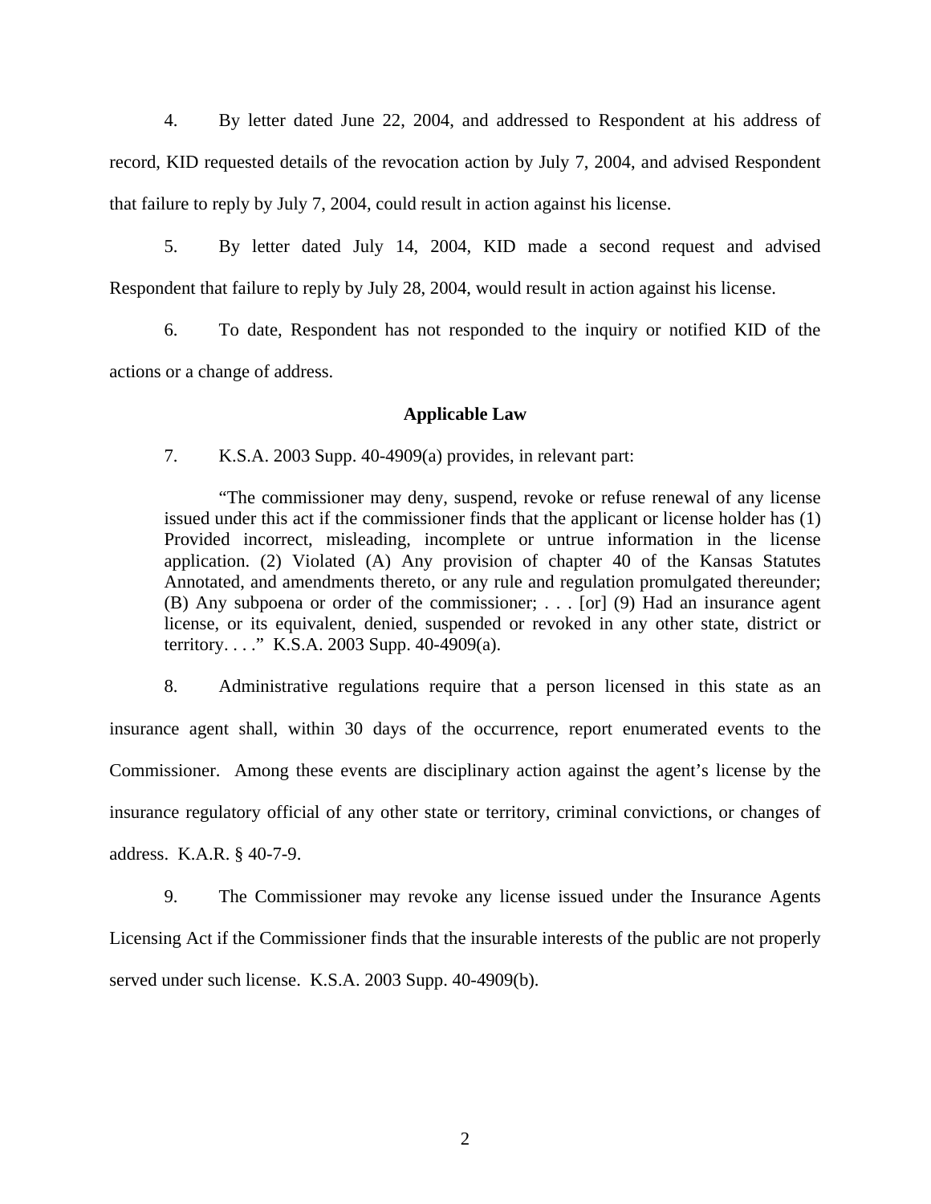4. By letter dated June 22, 2004, and addressed to Respondent at his address of record, KID requested details of the revocation action by July 7, 2004, and advised Respondent that failure to reply by July 7, 2004, could result in action against his license.

5. By letter dated July 14, 2004, KID made a second request and advised Respondent that failure to reply by July 28, 2004, would result in action against his license.

6. To date, Respondent has not responded to the inquiry or notified KID of the actions or a change of address.

**Applicable Law**

7. K.S.A. 2003 Supp. 40-4909(a) provides, in relevant part:

> "The commissioner may deny, suspend, revoke or refuse renewal of any license issued under this act if the commissioner finds that the applicant or license holder has (1) Provided incorrect, misleading, incomplete or untrue information in the license application. (2) Violated (A) Any provision of chapter 40 of the Kansas Statutes Annotated, and amendments thereto, or any rule and regulation promulgated thereunder; (B) Any subpoena or order of the commissioner; . . . [or] (9) Had an insurance agent license, or its equivalent, denied, suspended or revoked in any other state, district or territory. . . ." K.S.A. 2003 Supp. 40-4909(a).

8. Administrative regulations require that a person licensed in this state as an insurance agent shall, within 30 days of the occurrence, report enumerated events to the Commissioner. Among these events are disciplinary action against the agent's license by the insurance regulatory official of any other state or territory, criminal convictions, or changes of address. K.A.R. § 40-7-9.

9. The Commissioner may revoke any license issued under the Insurance Agents Licensing Act if the Commissioner finds that the insurable interests of the public are not properly served under such license. K.S.A. 2003 Supp. 40-4909(b).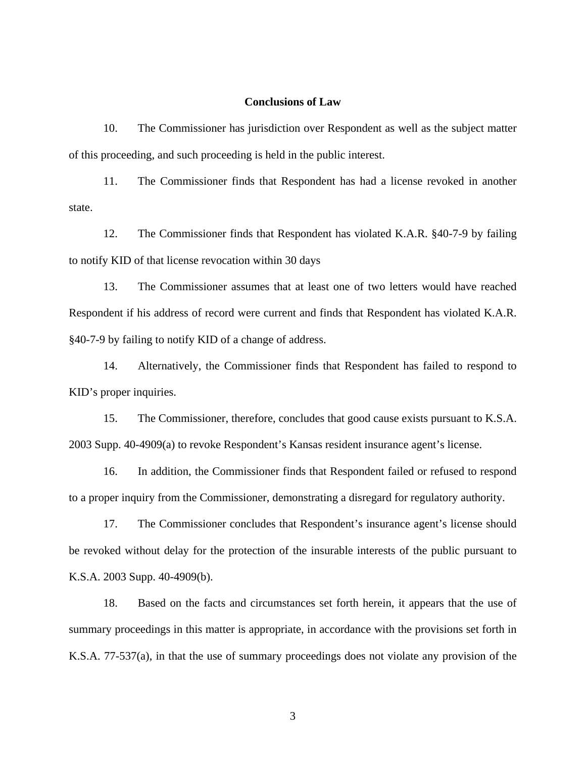## Conclusions of Law

10. The Commissioner has jurisdiction over Respondent as well as the subject matter of this proceeding, and such proceeding is held in the public interest.

11. The Commissioner finds that Respondent has had a license revoked in another state.

12. The Commissioner finds that Respondent has violated K.A.R. §40-7-9 by failing to notify KID of that license revocation within 30 days

13. The Commissioner assumes that at least one of two letters would have reached Respondent if his address of record were current and finds that Respondent has violated K.A.R. §40-7-9 by failing to notify KID of a change of address.

14. Alternatively, the Commissioner finds that Respondent has failed to respond to KID's proper inquiries.

15. The Commissioner, therefore, concludes that good cause exists pursuant to K.S.A. 2003 Supp. 40-4909(a) to revoke Respondent's Kansas resident insurance agent's license.

16. In addition, the Commissioner finds that Respondent failed or refused to respond to a proper inquiry from the Commissioner, demonstrating a disregard for regulatory authority.

17. The Commissioner concludes that Respondent's insurance agent's license should be revoked without delay for the protection of the insurable interests of the public pursuant to K.S.A. 2003 Supp. 40-4909(b).

18. Based on the facts and circumstances set forth herein, it appears that the use of summary proceedings in this matter is appropriate, in accordance with the provisions set forth in K.S.A. 77-537(a), in that the use of summary proceedings does not violate any provision of the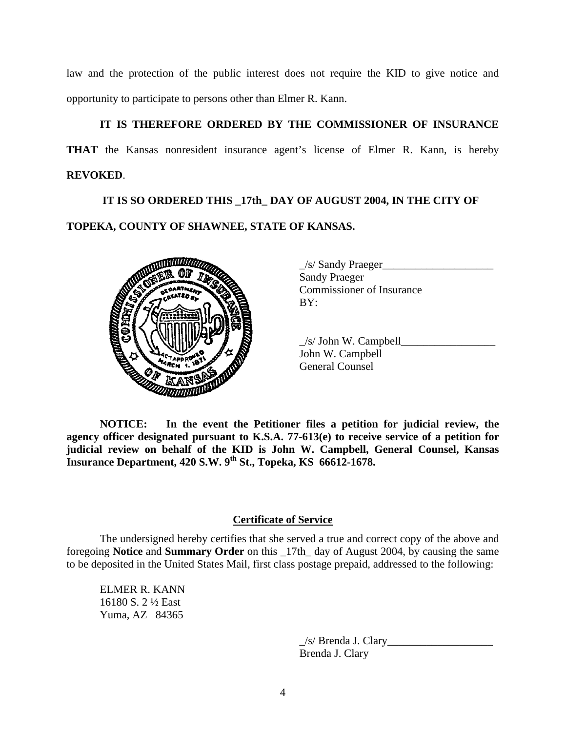law and the protection of the public interest does not require the KID to give notice and opportunity to participate to persons other than Elmer R. Kann.

**IT IS THEREFORE ORDERED BY THE COMMISSIONER OF INSURANCE THAT** the Kansas nonresident insurance agent's license of Elmer R. Kann, is hereby **REVOKED**.

**IT IS SO ORDERED THIS _17th_ DAY OF AUGUST 2004, IN THE CITY OF TOPEKA, COUNTY OF SHAWNEE, STATE OF KANSAS.**

_/s/ Sandy Praeger____________________
Sandy Praeger
Commissioner of Insurance
BY:

_/s/ John W. Campbell_________________
John W. Campbell
General Counsel

**NOTICE: In the event the Petitioner files a petition for judicial review, the agency officer designated pursuant to K.S.A. 77-613(e) to receive service of a petition for judicial review on behalf of the KID is John W. Campbell, General Counsel, Kansas Insurance Department, 420 S.W. 9th St., Topeka, KS 66612-1678.**

**Certificate of Service**

The undersigned hereby certifies that she served a true and correct copy of the above and foregoing **Notice** and **Summary Order** on this _17th_ day of August 2004, by causing the same to be deposited in the United States Mail, first class postage prepaid, addressed to the following:

ELMER R. KANN
16180 S. 2 ½ East
Yuma, AZ 84365

_/s/ Brenda J. Clary___________________
Brenda J. Clary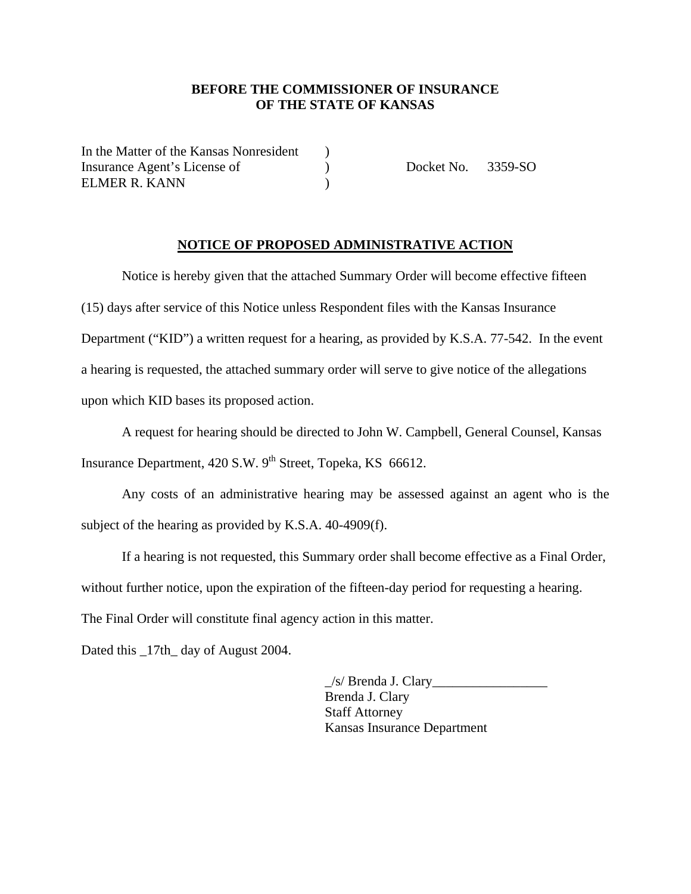**BEFORE THE COMMISSIONER OF INSURANCE**
**OF THE STATE OF KANSAS**

In the Matter of the Kansas Nonresident )
Insurance Agent's License of ) Docket No. 3359-SO
ELMER R. KANN )

## NOTICE OF PROPOSED ADMINISTRATIVE ACTION

Notice is hereby given that the attached Summary Order will become effective fifteen (15) days after service of this Notice unless Respondent files with the Kansas Insurance Department ("KID") a written request for a hearing, as provided by K.S.A. 77-542. In the event a hearing is requested, the attached summary order will serve to give notice of the allegations upon which KID bases its proposed action.

A request for hearing should be directed to John W. Campbell, General Counsel, Kansas Insurance Department, 420 S.W. 9th Street, Topeka, KS 66612.

Any costs of an administrative hearing may be assessed against an agent who is the subject of the hearing as provided by K.S.A. 40-4909(f).

If a hearing is not requested, this Summary order shall become effective as a Final Order, without further notice, upon the expiration of the fifteen-day period for requesting a hearing. The Final Order will constitute final agency action in this matter.

Dated this _17th_ day of August 2004.

_/s/ Brenda J. Clary_________________
Brenda J. Clary
Staff Attorney
Kansas Insurance Department